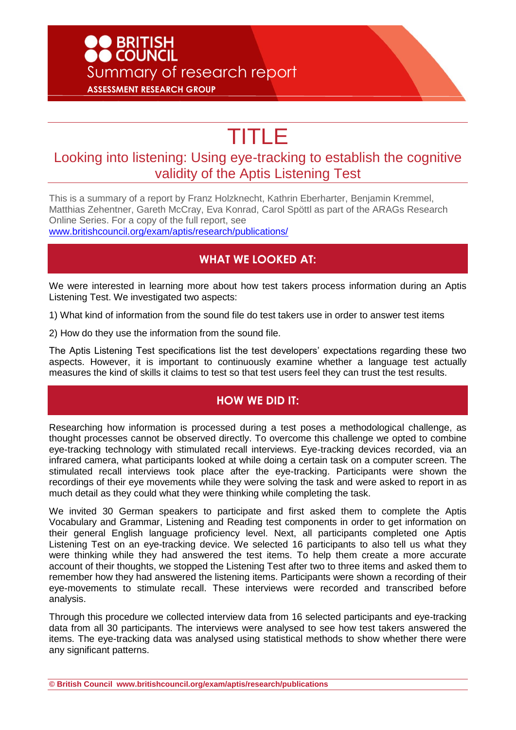BRITISH COUNCIL

Summary of research report

ASSESSMENT RESEARCH GROUP

# TITLE

## Looking into listening: Using eye-tracking to establish the cognitive validity of the Aptis Listening Test

This is a summary of a report by Franz Holzknecht, Kathrin Eberharter, Benjamin Kremmel, Matthias Zehentner, Gareth McCray, Eva Konrad, Carol Spöttl as part of the ARAGs Research Online Series. For a copy of the full report, see www.britishcouncil.org/exam/aptis/research/publications/

## WHAT WE LOOKED AT:

We were interested in learning more about how test takers process information during an Aptis Listening Test. We investigated two aspects:

1) What kind of information from the sound file do test takers use in order to answer test items

2) How do they use the information from the sound file.

The Aptis Listening Test specifications list the test developers' expectations regarding these two aspects. However, it is important to continuously examine whether a language test actually measures the kind of skills it claims to test so that test users feel they can trust the test results.

## HOW WE DID IT:

Researching how information is processed during a test poses a methodological challenge, as thought processes cannot be observed directly. To overcome this challenge we opted to combine eye-tracking technology with stimulated recall interviews. Eye-tracking devices recorded, via an infrared camera, what participants looked at while doing a certain task on a computer screen. The stimulated recall interviews took place after the eye-tracking. Participants were shown the recordings of their eye movements while they were solving the task and were asked to report in as much detail as they could what they were thinking while completing the task.

We invited 30 German speakers to participate and first asked them to complete the Aptis Vocabulary and Grammar, Listening and Reading test components in order to get information on their general English language proficiency level. Next, all participants completed one Aptis Listening Test on an eye-tracking device. We selected 16 participants to also tell us what they were thinking while they had answered the test items. To help them create a more accurate account of their thoughts, we stopped the Listening Test after two to three items and asked them to remember how they had answered the listening items. Participants were shown a recording of their eye-movements to stimulate recall. These interviews were recorded and transcribed before analysis.

Through this procedure we collected interview data from 16 selected participants and eye-tracking data from all 30 participants. The interviews were analysed to see how test takers answered the items. The eye-tracking data was analysed using statistical methods to show whether there were any significant patterns.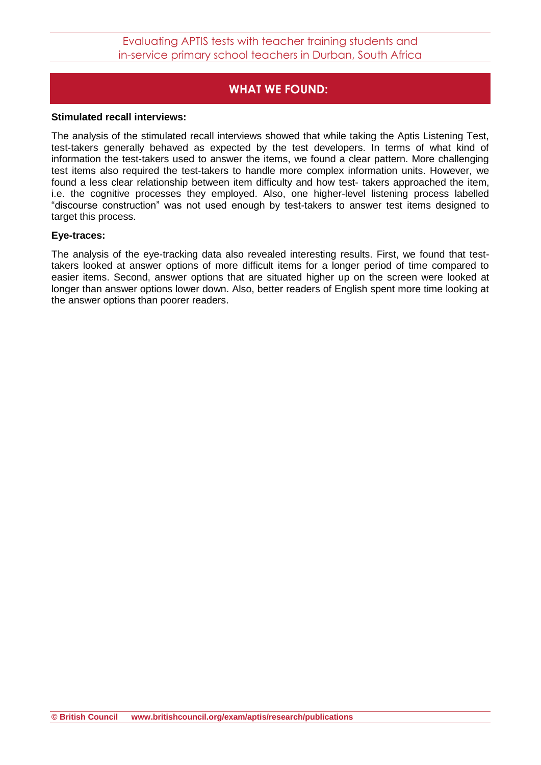## WHAT WE FOUND:

**Stimulated recall interviews:**

The analysis of the stimulated recall interviews showed that while taking the Aptis Listening Test, test-takers generally behaved as expected by the test developers. In terms of what kind of information the test-takers used to answer the items, we found a clear pattern. More challenging test items also required the test-takers to handle more complex information units. However, we found a less clear relationship between item difficulty and how test- takers approached the item, i.e. the cognitive processes they employed. Also, one higher-level listening process labelled "discourse construction" was not used enough by test-takers to answer test items designed to target this process.

**Eye-traces:**

The analysis of the eye-tracking data also revealed interesting results. First, we found that test-takers looked at answer options of more difficult items for a longer period of time compared to easier items. Second, answer options that are situated higher up on the screen were looked at longer than answer options lower down. Also, better readers of English spent more time looking at the answer options than poorer readers.